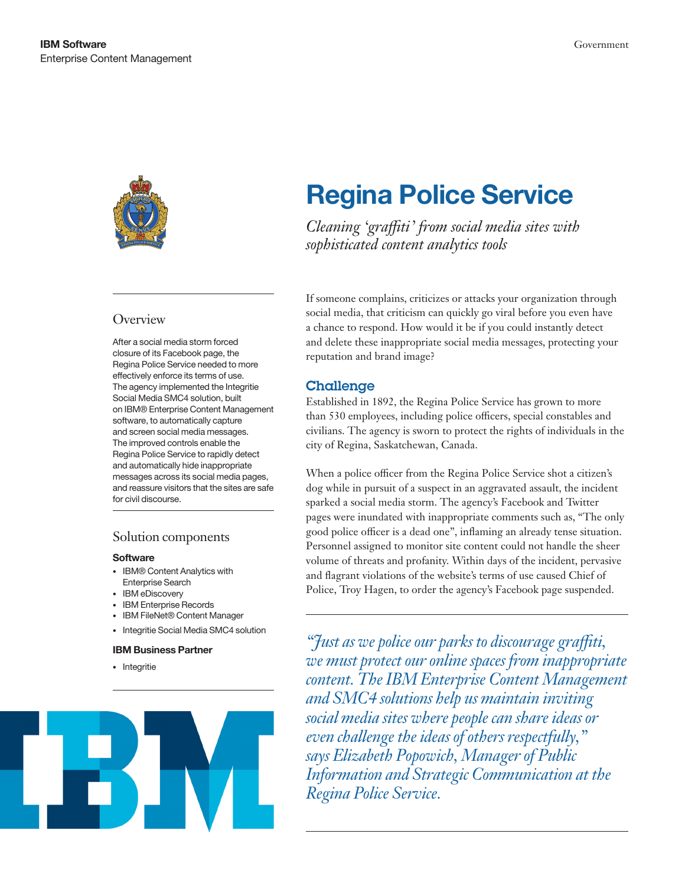**IBM Software**
Enterprise Content Management

Government

# Regina Police Service

*Cleaning 'graffiti' from social media sites with sophisticated content analytics tools*

## Overview

After a social media storm forced closure of its Facebook page, the Regina Police Service needed to more effectively enforce its terms of use. The agency implemented the Integritie Social Media SMC4 solution, built on IBM® Enterprise Content Management software, to automatically capture and screen social media messages. The improved controls enable the Regina Police Service to rapidly detect and automatically hide inappropriate messages across its social media pages, and reassure visitors that the sites are safe for civil discourse.

## Solution components

**Software**

- IBM® Content Analytics with Enterprise Search
- IBM eDiscovery
- IBM Enterprise Records
- IBM FileNet® Content Manager
- Integritie Social Media SMC4 solution

**IBM Business Partner**

- Integritie

If someone complains, criticizes or attacks your organization through social media, that criticism can quickly go viral before you even have a chance to respond. How would it be if you could instantly detect and delete these inappropriate social media messages, protecting your reputation and brand image?

## Challenge

Established in 1892, the Regina Police Service has grown to more than 530 employees, including police officers, special constables and civilians. The agency is sworn to protect the rights of individuals in the city of Regina, Saskatchewan, Canada.

When a police officer from the Regina Police Service shot a citizen's dog while in pursuit of a suspect in an aggravated assault, the incident sparked a social media storm. The agency's Facebook and Twitter pages were inundated with inappropriate comments such as, "The only good police officer is a dead one", inflaming an already tense situation. Personnel assigned to monitor site content could not handle the sheer volume of threats and profanity. Within days of the incident, pervasive and flagrant violations of the website's terms of use caused Chief of Police, Troy Hagen, to order the agency's Facebook page suspended.

*"Just as we police our parks to discourage graffiti, we must protect our online spaces from inappropriate content. The IBM Enterprise Content Management and SMC4 solutions help us maintain inviting social media sites where people can share ideas or even challenge the ideas of others respectfully," says Elizabeth Popowich, Manager of Public Information and Strategic Communication at the Regina Police Service.*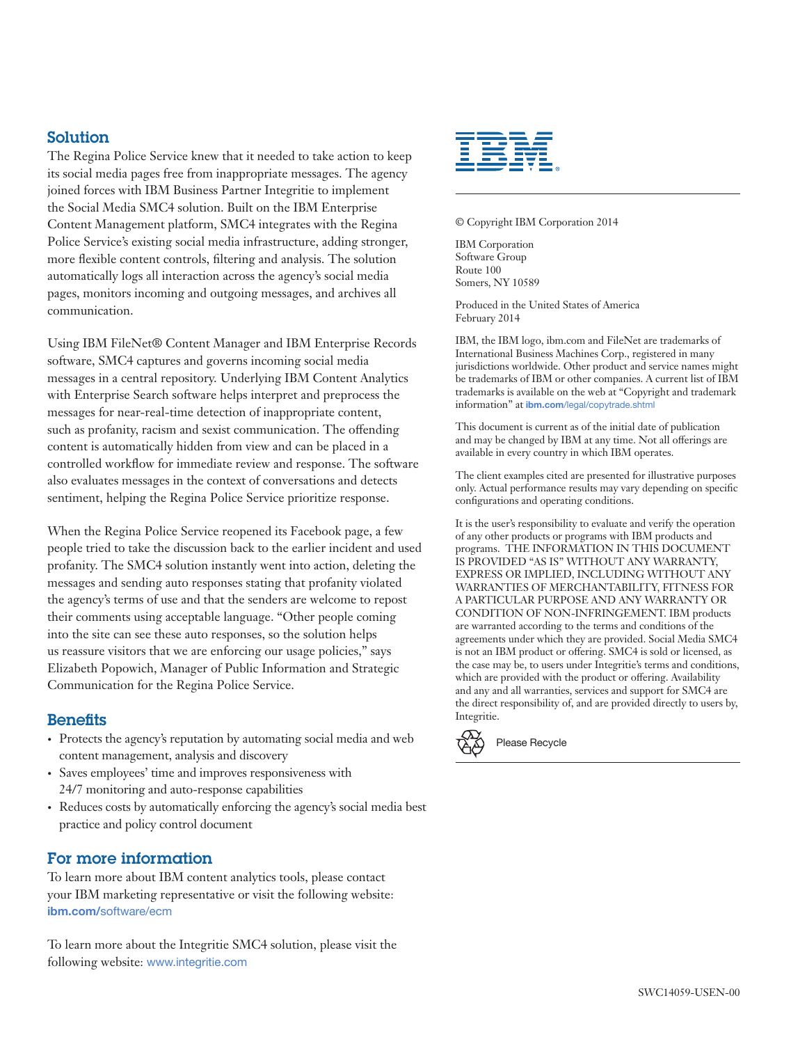## Solution

The Regina Police Service knew that it needed to take action to keep its social media pages free from inappropriate messages. The agency joined forces with IBM Business Partner Integritie to implement the Social Media SMC4 solution. Built on the IBM Enterprise Content Management platform, SMC4 integrates with the Regina Police Service's existing social media infrastructure, adding stronger, more flexible content controls, filtering and analysis. The solution automatically logs all interaction across the agency's social media pages, monitors incoming and outgoing messages, and archives all communication.

Using IBM FileNet® Content Manager and IBM Enterprise Records software, SMC4 captures and governs incoming social media messages in a central repository. Underlying IBM Content Analytics with Enterprise Search software helps interpret and preprocess the messages for near-real-time detection of inappropriate content, such as profanity, racism and sexist communication. The offending content is automatically hidden from view and can be placed in a controlled workflow for immediate review and response. The software also evaluates messages in the context of conversations and detects sentiment, helping the Regina Police Service prioritize response.

When the Regina Police Service reopened its Facebook page, a few people tried to take the discussion back to the earlier incident and used profanity. The SMC4 solution instantly went into action, deleting the messages and sending auto responses stating that profanity violated the agency's terms of use and that the senders are welcome to repost their comments using acceptable language. "Other people coming into the site can see these auto responses, so the solution helps us reassure visitors that we are enforcing our usage policies," says Elizabeth Popowich, Manager of Public Information and Strategic Communication for the Regina Police Service.

## Benefits

- Protects the agency's reputation by automating social media and web content management, analysis and discovery
- Saves employees' time and improves responsiveness with 24/7 monitoring and auto-response capabilities
- Reduces costs by automatically enforcing the agency's social media best practice and policy control document

## For more information

To learn more about IBM content analytics tools, please contact your IBM marketing representative or visit the following website: **ibm.com**/software/ecm

To learn more about the Integritie SMC4 solution, please visit the following website: www.integritie.com

IBM

© Copyright IBM Corporation 2014

IBM Corporation
Software Group
Route 100
Somers, NY 10589

Produced in the United States of America
February 2014

IBM, the IBM logo, ibm.com and FileNet are trademarks of International Business Machines Corp., registered in many jurisdictions worldwide. Other product and service names might be trademarks of IBM or other companies. A current list of IBM trademarks is available on the web at "Copyright and trademark information" at **ibm.com**/legal/copytrade.shtml

This document is current as of the initial date of publication and may be changed by IBM at any time. Not all offerings are available in every country in which IBM operates.

The client examples cited are presented for illustrative purposes only. Actual performance results may vary depending on specific configurations and operating conditions.

It is the user's responsibility to evaluate and verify the operation of any other products or programs with IBM products and programs. THE INFORMATION IN THIS DOCUMENT IS PROVIDED "AS IS" WITHOUT ANY WARRANTY, EXPRESS OR IMPLIED, INCLUDING WITHOUT ANY WARRANTIES OF MERCHANTABILITY, FITNESS FOR A PARTICULAR PURPOSE AND ANY WARRANTY OR CONDITION OF NON-INFRINGEMENT. IBM products are warranted according to the terms and conditions of the agreements under which they are provided. Social Media SMC4 is not an IBM product or offering. SMC4 is sold or licensed, as the case may be, to users under Integritie's terms and conditions, which are provided with the product or offering. Availability and any and all warranties, services and support for SMC4 are the direct responsibility of, and are provided directly to users by, Integritie.

Please Recycle

SWC14059-USEN-00